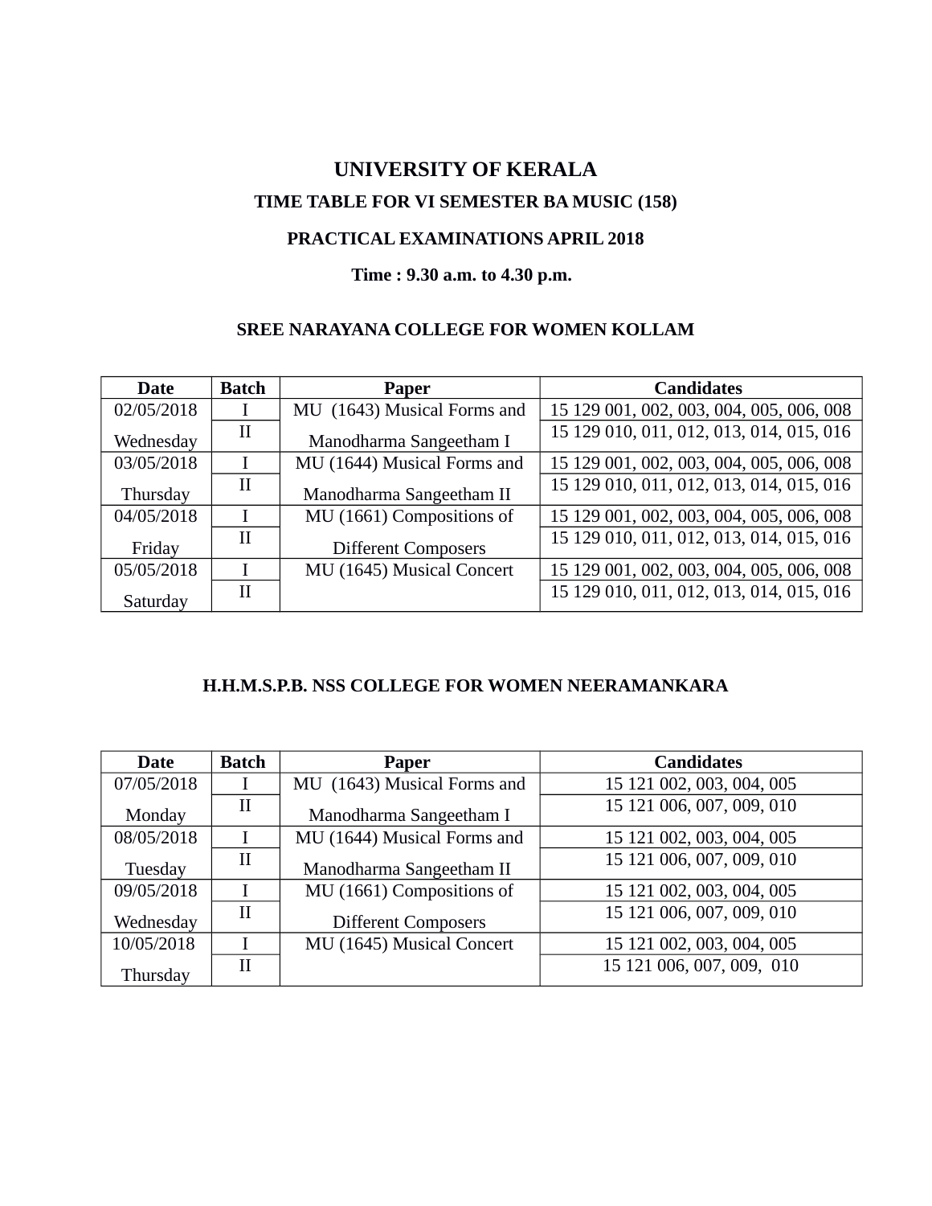# UNIVERSITY OF KERALA

## TIME TABLE FOR VI SEMESTER BA MUSIC (158)

## PRACTICAL EXAMINATIONS APRIL 2018

**Time : 9.30 a.m. to 4.30 p.m.**

### SREE NARAYANA COLLEGE FOR WOMEN KOLLAM

| Date | Batch | Paper | Candidates |
|---|---|---|---|
| 02/05/2018 Wednesday | I | MU (1643) Musical Forms and Manodharma Sangeetham I | 15 129 001, 002, 003, 004, 005, 006, 008 |
| | II | | 15 129 010, 011, 012, 013, 014, 015, 016 |
| 03/05/2018 Thursday | I | MU (1644) Musical Forms and Manodharma Sangeetham II | 15 129 001, 002, 003, 004, 005, 006, 008 |
| | II | | 15 129 010, 011, 012, 013, 014, 015, 016 |
| 04/05/2018 Friday | I | MU (1661) Compositions of Different Composers | 15 129 001, 002, 003, 004, 005, 006, 008 |
| | II | | 15 129 010, 011, 012, 013, 014, 015, 016 |
| 05/05/2018 Saturday | I | MU (1645) Musical Concert | 15 129 001, 002, 003, 004, 005, 006, 008 |
| | II | | 15 129 010, 011, 012, 013, 014, 015, 016 |

### H.H.M.S.P.B. NSS COLLEGE FOR WOMEN NEERAMANKARA

| Date | Batch | Paper | Candidates |
|---|---|---|---|
| 07/05/2018 Monday | I | MU (1643) Musical Forms and Manodharma Sangeetham I | 15 121 002, 003, 004, 005 |
| | II | | 15 121 006, 007, 009, 010 |
| 08/05/2018 Tuesday | I | MU (1644) Musical Forms and Manodharma Sangeetham II | 15 121 002, 003, 004, 005 |
| | II | | 15 121 006, 007, 009, 010 |
| 09/05/2018 Wednesday | I | MU (1661) Compositions of Different Composers | 15 121 002, 003, 004, 005 |
| | II | | 15 121 006, 007, 009, 010 |
| 10/05/2018 Thursday | I | MU (1645) Musical Concert | 15 121 002, 003, 004, 005 |
| | II | | 15 121 006, 007, 009, 010 |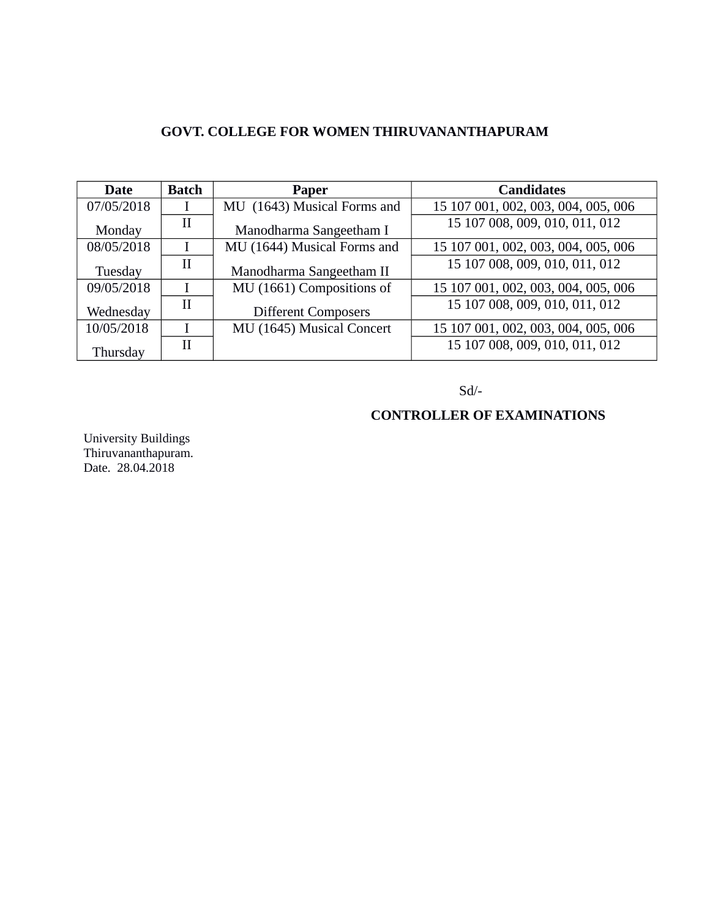**GOVT. COLLEGE FOR WOMEN THIRUVANANTHAPURAM**

| Date | Batch | Paper | Candidates |
|---|---|---|---|
| 07/05/2018 Monday | I | MU (1643) Musical Forms and Manodharma Sangeetham I | 15 107 001, 002, 003, 004, 005, 006 |
| | II | | 15 107 008, 009, 010, 011, 012 |
| 08/05/2018 Tuesday | I | MU (1644) Musical Forms and Manodharma Sangeetham II | 15 107 001, 002, 003, 004, 005, 006 |
| | II | | 15 107 008, 009, 010, 011, 012 |
| 09/05/2018 Wednesday | I | MU (1661) Compositions of Different Composers | 15 107 001, 002, 003, 004, 005, 006 |
| | II | | 15 107 008, 009, 010, 011, 012 |
| 10/05/2018 Thursday | I | MU (1645) Musical Concert | 15 107 001, 002, 003, 004, 005, 006 |
| | II | | 15 107 008, 009, 010, 011, 012 |

Sd/-

**CONTROLLER OF EXAMINATIONS**

University Buildings
Thiruvananthapuram.
Date. 28.04.2018